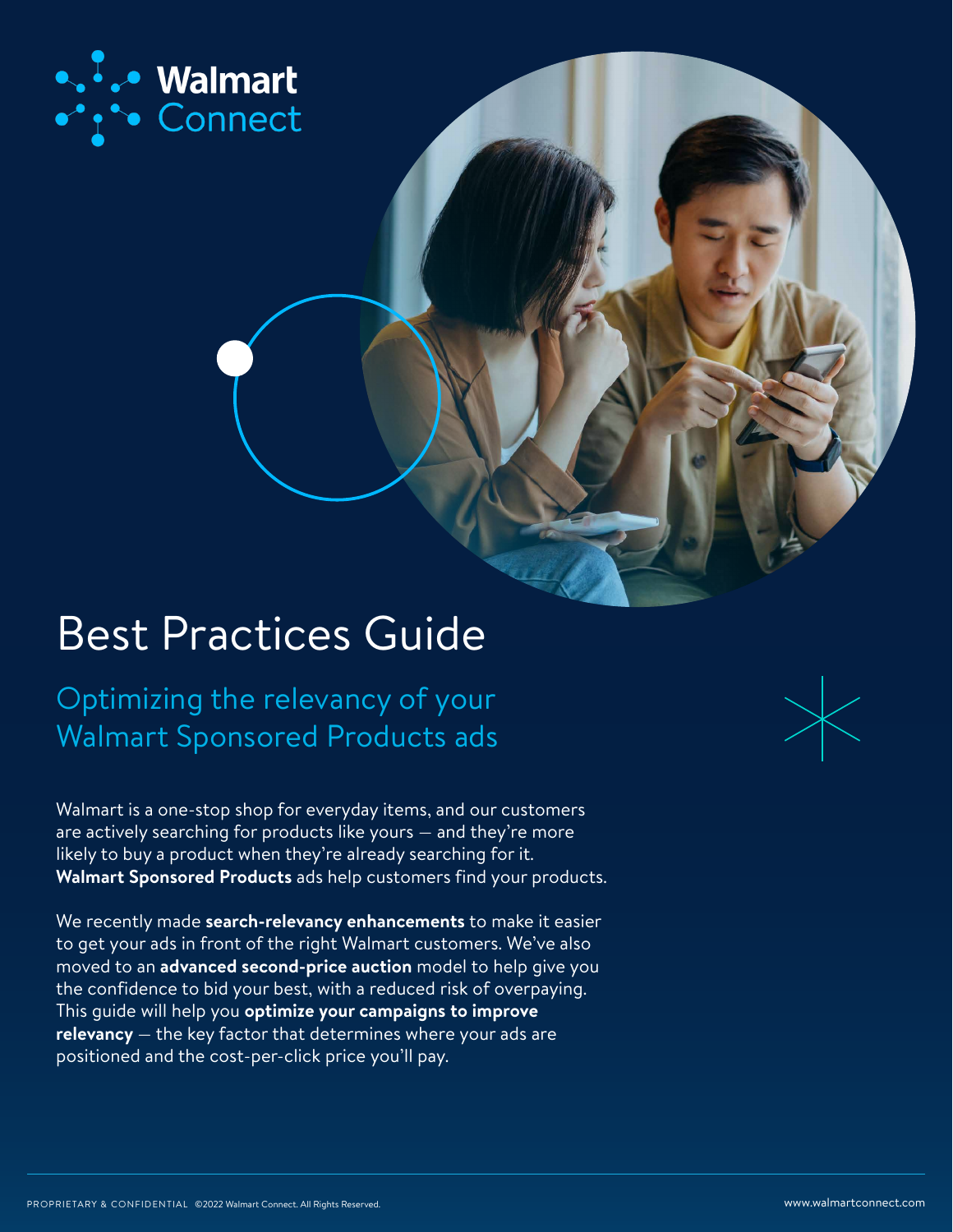Walmart Connect

# Best Practices Guide

## Optimizing the relevancy of your Walmart Sponsored Products ads

Walmart is a one-stop shop for everyday items, and our customers are actively searching for products like yours — and they're more likely to buy a product when they're already searching for it. **Walmart Sponsored Products** ads help customers find your products.

We recently made **search-relevancy enhancements** to make it easier to get your ads in front of the right Walmart customers. We've also moved to an **advanced second-price auction** model to help give you the confidence to bid your best, with a reduced risk of overpaying. This guide will help you **optimize your campaigns to improve relevancy** — the key factor that determines where your ads are positioned and the cost-per-click price you'll pay.

PROPRIETARY & CONFIDENTIAL ©2022 Walmart Connect. All Rights Reserved.

www.walmartconnect.com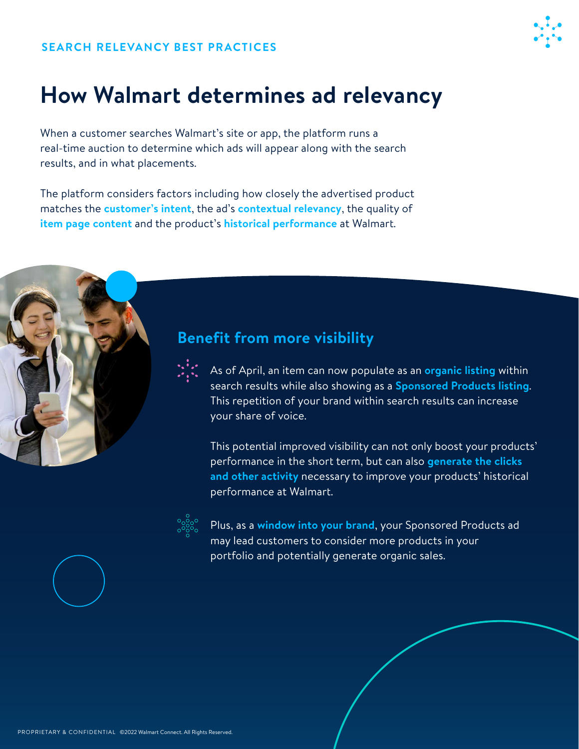SEARCH RELEVANCY BEST PRACTICES

# How Walmart determines ad relevancy

When a customer searches Walmart's site or app, the platform runs a real-time auction to determine which ads will appear along with the search results, and in what placements.

The platform considers factors including how closely the advertised product matches the **customer's intent**, the ad's **contextual relevancy**, the quality of **item page content** and the product's **historical performance** at Walmart.

## Benefit from more visibility

As of April, an item can now populate as an **organic listing** within search results while also showing as a **Sponsored Products listing**. This repetition of your brand within search results can increase your share of voice.

This potential improved visibility can not only boost your products' performance in the short term, but can also **generate the clicks and other activity** necessary to improve your products' historical performance at Walmart.

Plus, as a **window into your brand**, your Sponsored Products ad may lead customers to consider more products in your portfolio and potentially generate organic sales.

PROPRIETARY & CONFIDENTIAL ©2022 Walmart Connect. All Rights Reserved.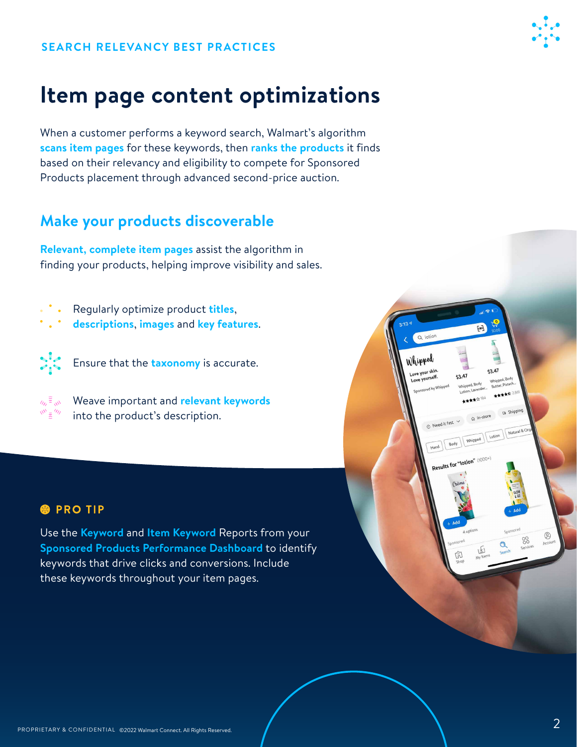SEARCH RELEVANCY BEST PRACTICES

# Item page content optimizations

When a customer performs a keyword search, Walmart's algorithm **scans item pages** for these keywords, then **ranks the products** it finds based on their relevancy and eligibility to compete for Sponsored Products placement through advanced second-price auction.

## Make your products discoverable

**Relevant, complete item pages** assist the algorithm in finding your products, helping improve visibility and sales.

- Regularly optimize product **titles**, **descriptions**, **images** and **key features**.
- Ensure that the **taxonomy** is accurate.
- Weave important and **relevant keywords** into the product's description.

### PRO TIP

Use the **Keyword** and **Item Keyword** Reports from your **Sponsored Products Performance Dashboard** to identify keywords that drive clicks and conversions. Include these keywords throughout your item pages.

PROPRIETARY & CONFIDENTIAL ©2022 Walmart Connect. All Rights Reserved.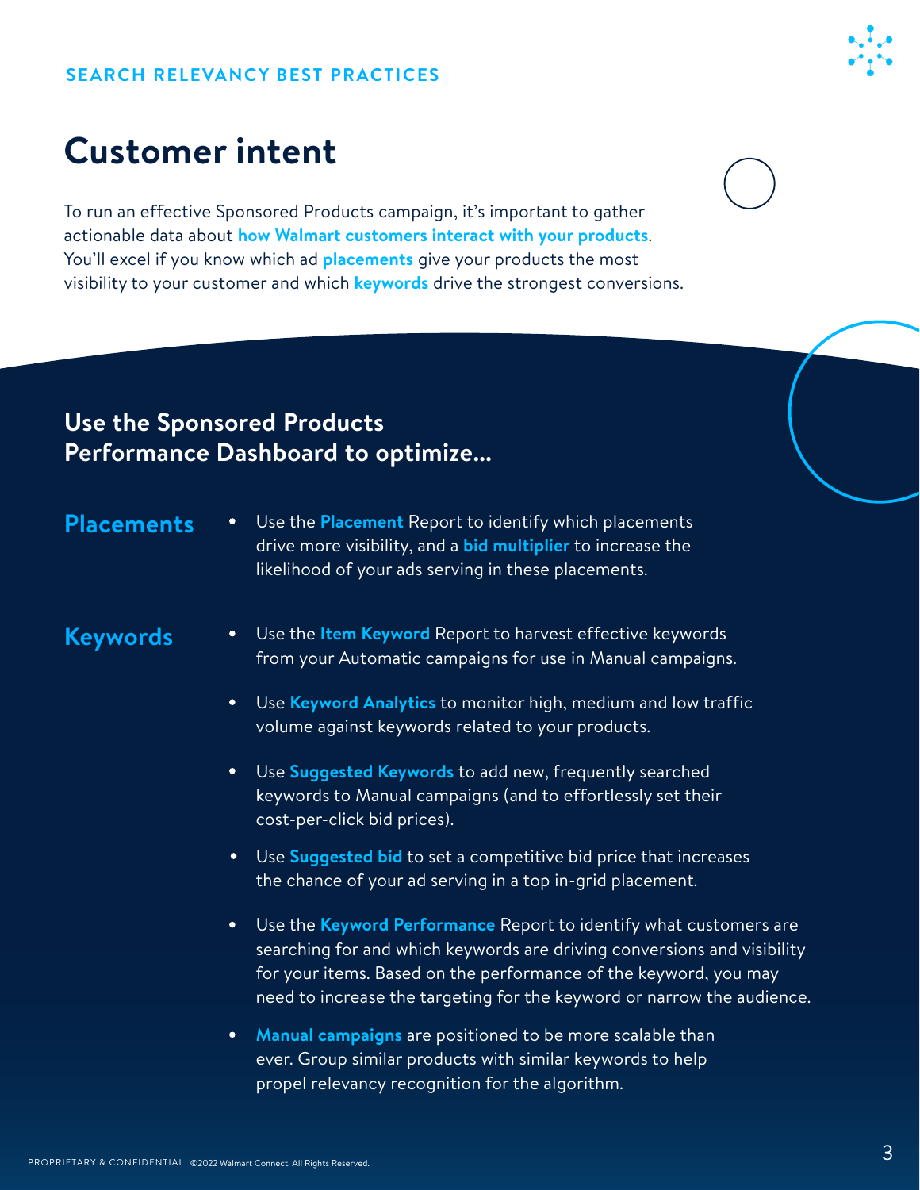SEARCH RELEVANCY BEST PRACTICES

# Customer intent

To run an effective Sponsored Products campaign, it's important to gather actionable data about **how Walmart customers interact with your products**. You'll excel if you know which ad **placements** give your products the most visibility to your customer and which **keywords** drive the strongest conversions.

## Use the Sponsored Products Performance Dashboard to optimize...

### Placements

- Use the **Placement** Report to identify which placements drive more visibility, and a **bid multiplier** to increase the likelihood of your ads serving in these placements.

### Keywords

- Use the **Item Keyword** Report to harvest effective keywords from your Automatic campaigns for use in Manual campaigns.
- Use **Keyword Analytics** to monitor high, medium and low traffic volume against keywords related to your products.
- Use **Suggested Keywords** to add new, frequently searched keywords to Manual campaigns (and to effortlessly set their cost-per-click bid prices).
- Use **Suggested bid** to set a competitive bid price that increases the chance of your ad serving in a top in-grid placement.
- Use the **Keyword Performance** Report to identify what customers are searching for and which keywords are driving conversions and visibility for your items. Based on the performance of the keyword, you may need to increase the targeting for the keyword or narrow the audience.
- **Manual campaigns** are positioned to be more scalable than ever. Group similar products with similar keywords to help propel relevancy recognition for the algorithm.

PROPRIETARY & CONFIDENTIAL ©2022 Walmart Connect. All Rights Reserved.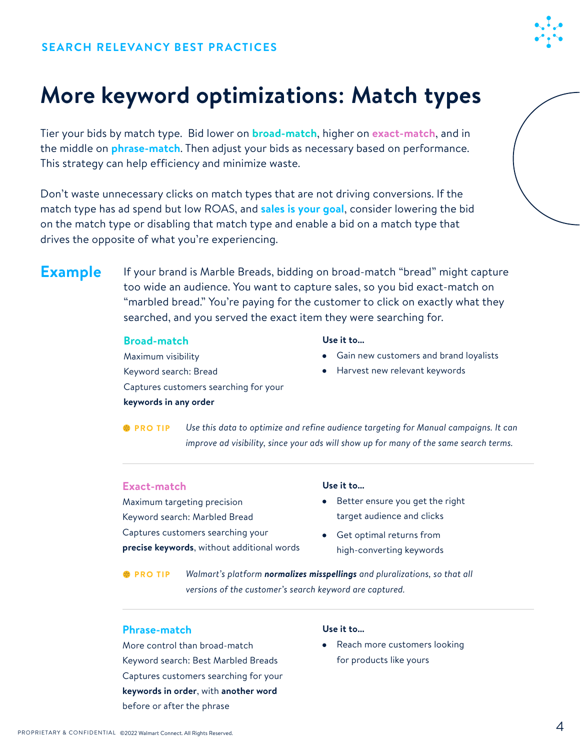SEARCH RELEVANCY BEST PRACTICES

# More keyword optimizations: Match types

Tier your bids by match type. Bid lower on **broad-match**, higher on **exact-match**, and in the middle on **phrase-match**. Then adjust your bids as necessary based on performance. This strategy can help efficiency and minimize waste.

Don't waste unnecessary clicks on match types that are not driving conversions. If the match type has ad spend but low ROAS, and **sales is your goal**, consider lowering the bid on the match type or disabling that match type and enable a bid on a match type that drives the opposite of what you're experiencing.

## Example

If your brand is Marble Breads, bidding on broad-match "bread" might capture too wide an audience. You want to capture sales, so you bid exact-match on "marbled bread." You're paying for the customer to click on exactly what they searched, and you served the exact item they were searching for.

### Broad-match

Maximum visibility
Keyword search: Bread
Captures customers searching for your **keywords in any order**

**Use it to...**

- Gain new customers and brand loyalists
- Harvest new relevant keywords

**PRO TIP** *Use this data to optimize and refine audience targeting for Manual campaigns. It can improve ad visibility, since your ads will show up for many of the same search terms.*

---

### Exact-match

Maximum targeting precision
Keyword search: Marbled Bread
Captures customers searching your **precise keywords**, without additional words

**Use it to...**

- Better ensure you get the right target audience and clicks
- Get optimal returns from high-converting keywords

**PRO TIP** *Walmart's platform **normalizes misspellings** and pluralizations, so that all versions of the customer's search keyword are captured.*

---

### Phrase-match

More control than broad-match
Keyword search: Best Marbled Breads
Captures customers searching for your **keywords in order**, with **another word** before or after the phrase

**Use it to...**

- Reach more customers looking for products like yours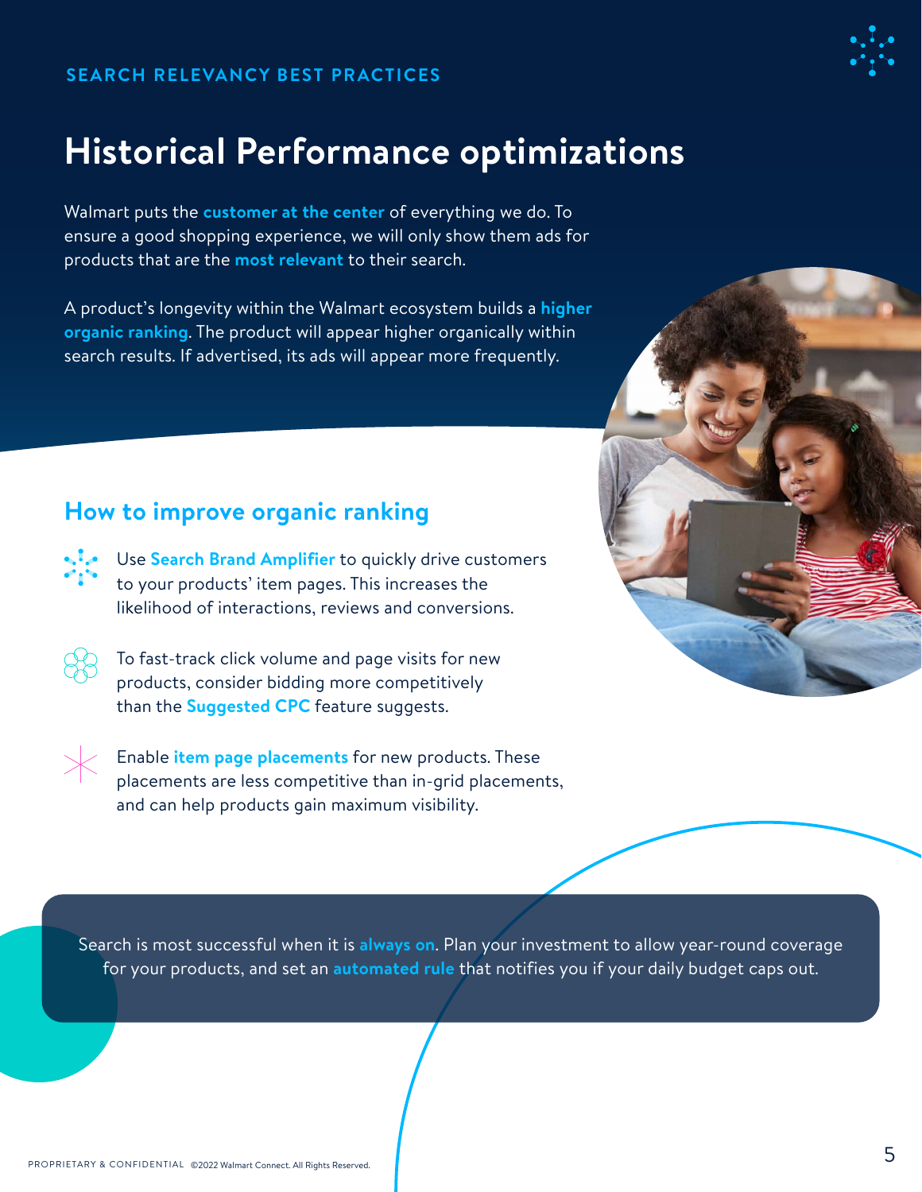SEARCH RELEVANCY BEST PRACTICES

# Historical Performance optimizations

Walmart puts the **customer at the center** of everything we do. To ensure a good shopping experience, we will only show them ads for products that are the **most relevant** to their search.

A product's longevity within the Walmart ecosystem builds a **higher organic ranking**. The product will appear higher organically within search results. If advertised, its ads will appear more frequently.

## How to improve organic ranking

- Use **Search Brand Amplifier** to quickly drive customers to your products' item pages. This increases the likelihood of interactions, reviews and conversions.
- To fast-track click volume and page visits for new products, consider bidding more competitively than the **Suggested CPC** feature suggests.
- Enable **item page placements** for new products. These placements are less competitive than in-grid placements, and can help products gain maximum visibility.

Search is most successful when it is **always on**. Plan your investment to allow year-round coverage for your products, and set an **automated rule** that notifies you if your daily budget caps out.

PROPRIETARY & CONFIDENTIAL ©2022 Walmart Connect. All Rights Reserved.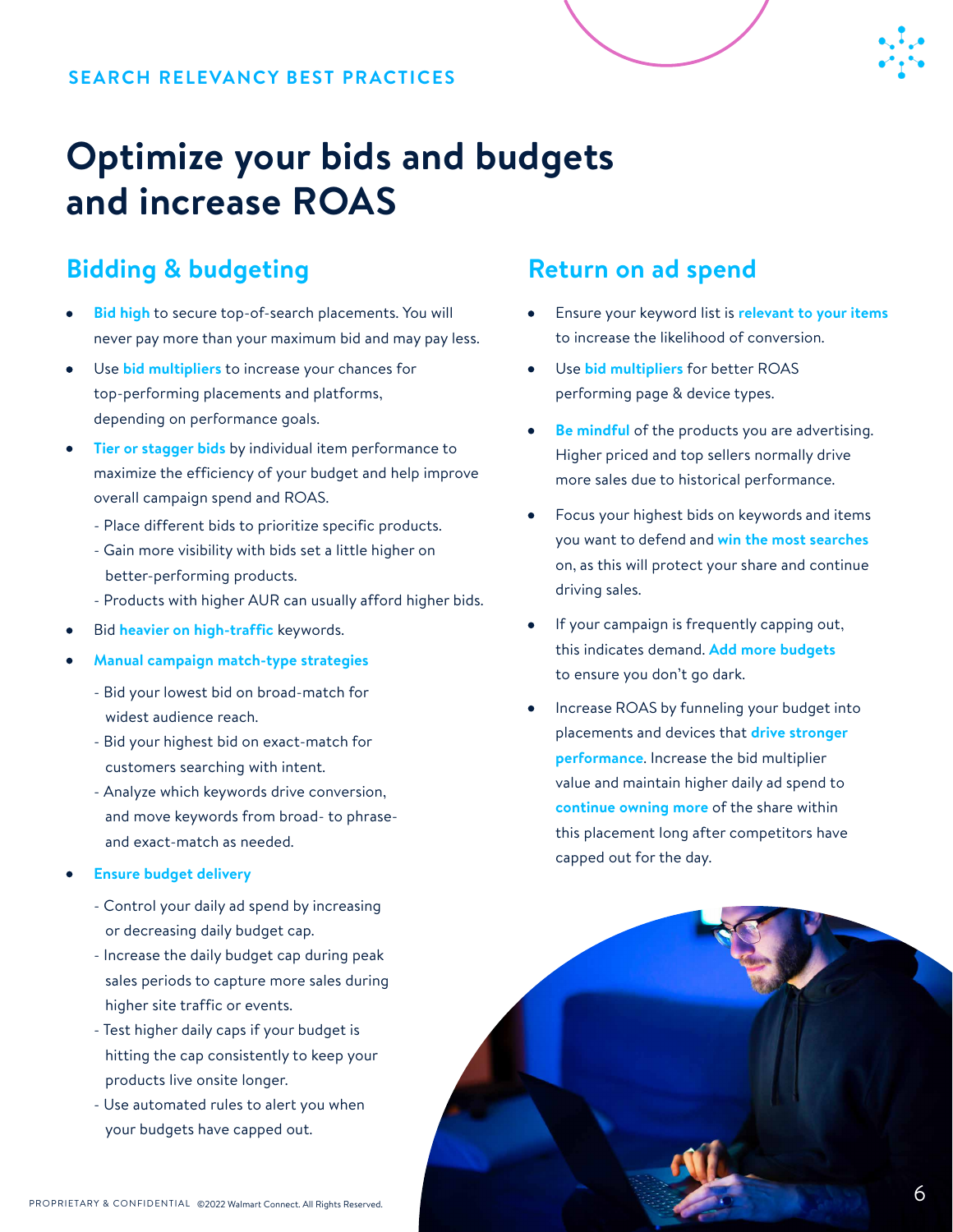SEARCH RELEVANCY BEST PRACTICES

# Optimize your bids and budgets and increase ROAS

## Bidding & budgeting

- **Bid high** to secure top-of-search placements. You will never pay more than your maximum bid and may pay less.
- Use **bid multipliers** to increase your chances for top-performing placements and platforms, depending on performance goals.
- **Tier or stagger bids** by individual item performance to maximize the efficiency of your budget and help improve overall campaign spend and ROAS.
  - Place different bids to prioritize specific products.
  - Gain more visibility with bids set a little higher on better-performing products.
  - Products with higher AUR can usually afford higher bids.
- Bid **heavier on high-traffic** keywords.
- **Manual campaign match-type strategies**
  - Bid your lowest bid on broad-match for widest audience reach.
  - Bid your highest bid on exact-match for customers searching with intent.
  - Analyze which keywords drive conversion, and move keywords from broad- to phrase- and exact-match as needed.
- **Ensure budget delivery**
  - Control your daily ad spend by increasing or decreasing daily budget cap.
  - Increase the daily budget cap during peak sales periods to capture more sales during higher site traffic or events.
  - Test higher daily caps if your budget is hitting the cap consistently to keep your products live onsite longer.
  - Use automated rules to alert you when your budgets have capped out.

## Return on ad spend

- Ensure your keyword list is **relevant to your items** to increase the likelihood of conversion.
- Use **bid multipliers** for better ROAS performing page & device types.
- **Be mindful** of the products you are advertising. Higher priced and top sellers normally drive more sales due to historical performance.
- Focus your highest bids on keywords and items you want to defend and **win the most searches** on, as this will protect your share and continue driving sales.
- If your campaign is frequently capping out, this indicates demand. **Add more budgets** to ensure you don't go dark.
- Increase ROAS by funneling your budget into placements and devices that **drive stronger performance**. Increase the bid multiplier value and maintain higher daily ad spend to **continue owning more** of the share within this placement long after competitors have capped out for the day.

PROPRIETARY & CONFIDENTIAL ©2022 Walmart Connect. All Rights Reserved.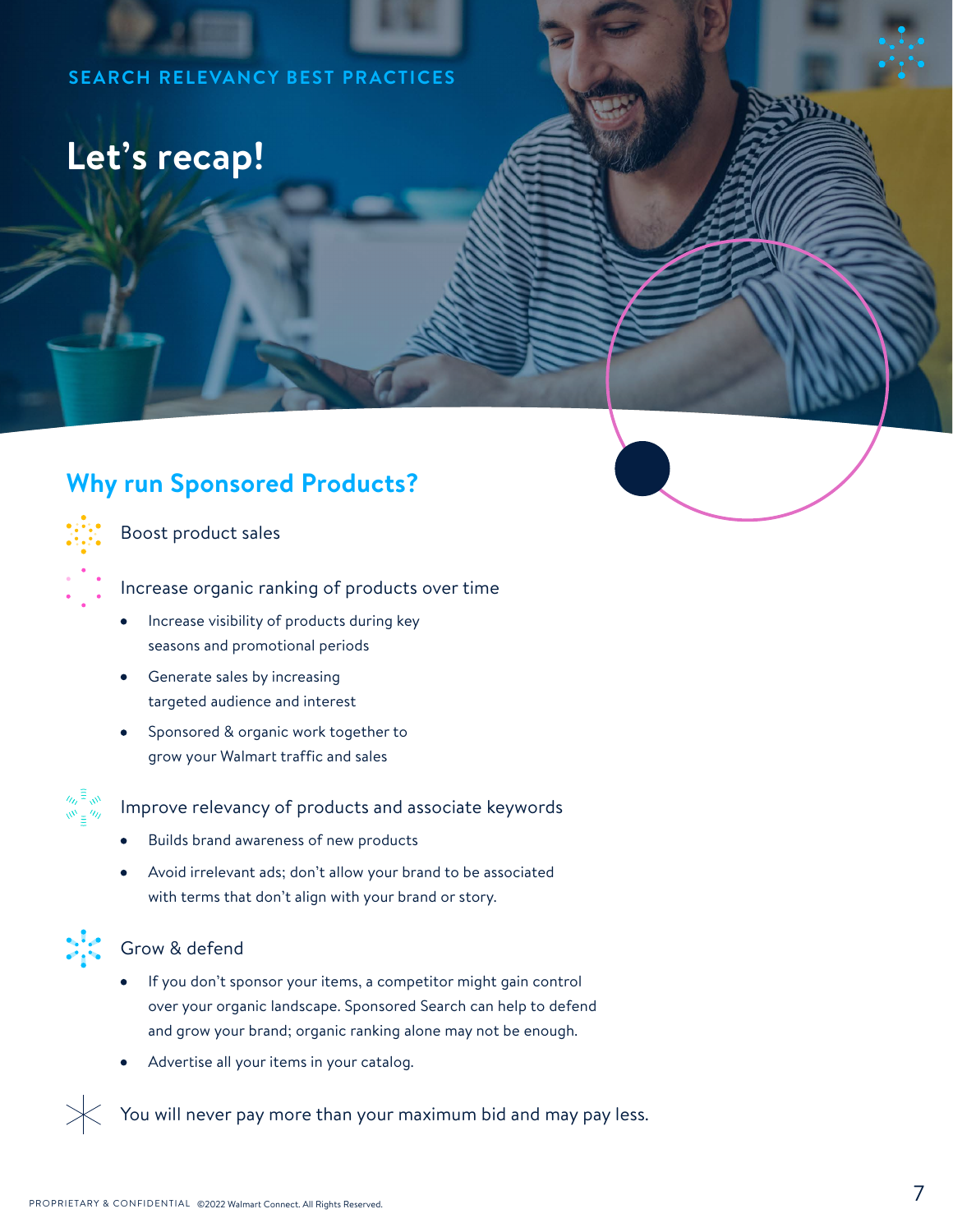SEARCH RELEVANCY BEST PRACTICES

# Let's recap!

## Why run Sponsored Products?

Boost product sales

Increase organic ranking of products over time

- Increase visibility of products during key seasons and promotional periods
- Generate sales by increasing targeted audience and interest
- Sponsored & organic work together to grow your Walmart traffic and sales

Improve relevancy of products and associate keywords

- Builds brand awareness of new products
- Avoid irrelevant ads; don't allow your brand to be associated with terms that don't align with your brand or story.

Grow & defend

- If you don't sponsor your items, a competitor might gain control over your organic landscape. Sponsored Search can help to defend and grow your brand; organic ranking alone may not be enough.
- Advertise all your items in your catalog.

You will never pay more than your maximum bid and may pay less.